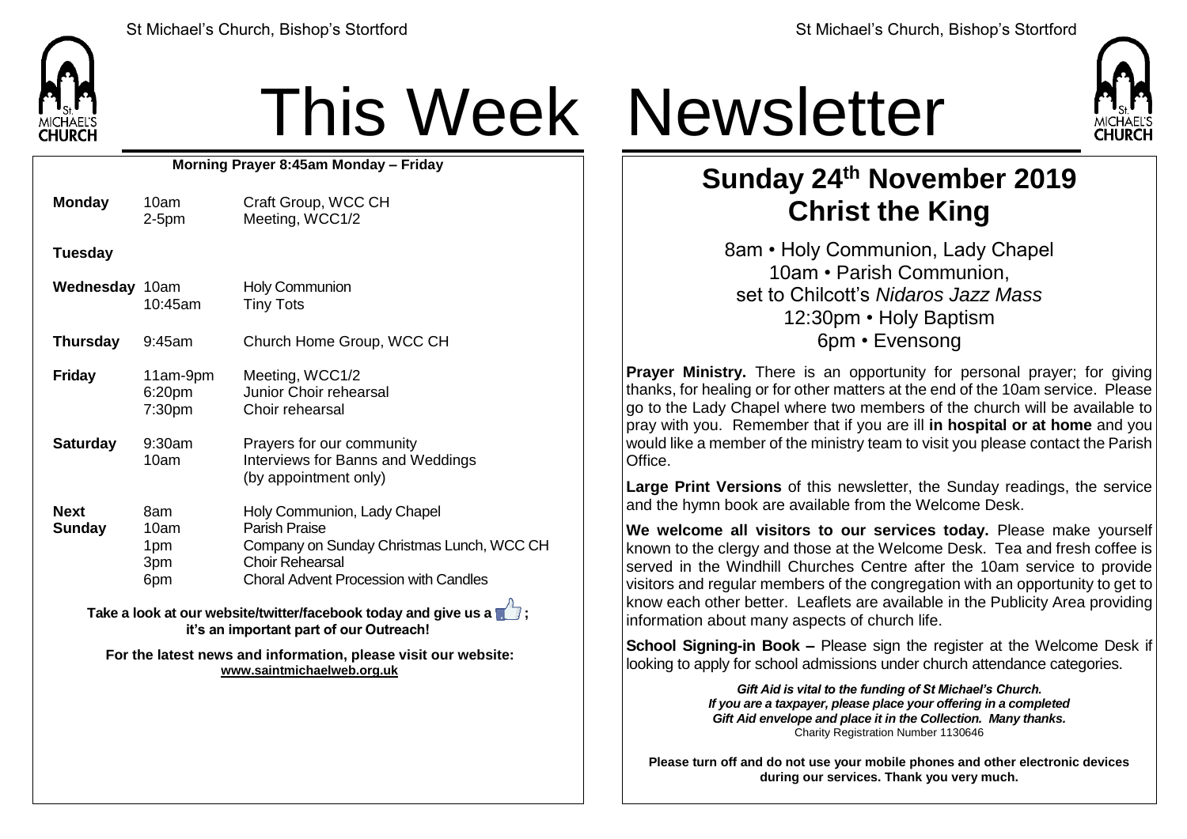# This Week Newsletter

**Morning Prayer 8:45am Monday – Friday**

| | | |
|---|---|---|
| **Monday** | 10am | Craft Group, WCC CH |
| | 2-5pm | Meeting, WCC1/2 |
| **Tuesday** | | |
| **Wednesday** | 10am | Holy Communion |
| | 10:45am | Tiny Tots |
| **Thursday** | 9:45am | Church Home Group, WCC CH |
| **Friday** | 11am-9pm | Meeting, WCC1/2 |
| | 6:20pm | Junior Choir rehearsal |
| | 7:30pm | Choir rehearsal |
| **Saturday** | 9:30am | Prayers for our community |
| | 10am | Interviews for Banns and Weddings (by appointment only) |
| **Next Sunday** | 8am | Holy Communion, Lady Chapel |
| | 10am | Parish Praise |
| | 1pm | Company on Sunday Christmas Lunch, WCC CH |
| | 3pm | Choir Rehearsal |
| | 6pm | Choral Advent Procession with Candles |

**Take a look at our website/twitter/facebook today and give us a 👍; it's an important part of our Outreach!**

**For the latest news and information, please visit our website: www.saintmichaelweb.org.uk**

## Sunday 24th November 2019
## Christ the King

8am • Holy Communion, Lady Chapel
10am • Parish Communion,
set to Chilcott's *Nidaros Jazz Mass*
12:30pm • Holy Baptism
6pm • Evensong

**Prayer Ministry.** There is an opportunity for personal prayer; for giving thanks, for healing or for other matters at the end of the 10am service. Please go to the Lady Chapel where two members of the church will be available to pray with you. Remember that if you are ill **in hospital or at home** and you would like a member of the ministry team to visit you please contact the Parish Office.

**Large Print Versions** of this newsletter, the Sunday readings, the service and the hymn book are available from the Welcome Desk.

**We welcome all visitors to our services today.** Please make yourself known to the clergy and those at the Welcome Desk. Tea and fresh coffee is served in the Windhill Churches Centre after the 10am service to provide visitors and regular members of the congregation with an opportunity to get to know each other better. Leaflets are available in the Publicity Area providing information about many aspects of church life.

**School Signing-in Book –** Please sign the register at the Welcome Desk if looking to apply for school admissions under church attendance categories.

***Gift Aid is vital to the funding of St Michael's Church. If you are a taxpayer, please place your offering in a completed Gift Aid envelope and place it in the Collection. Many thanks.***
Charity Registration Number 1130646

**Please turn off and do not use your mobile phones and other electronic devices during our services. Thank you very much.**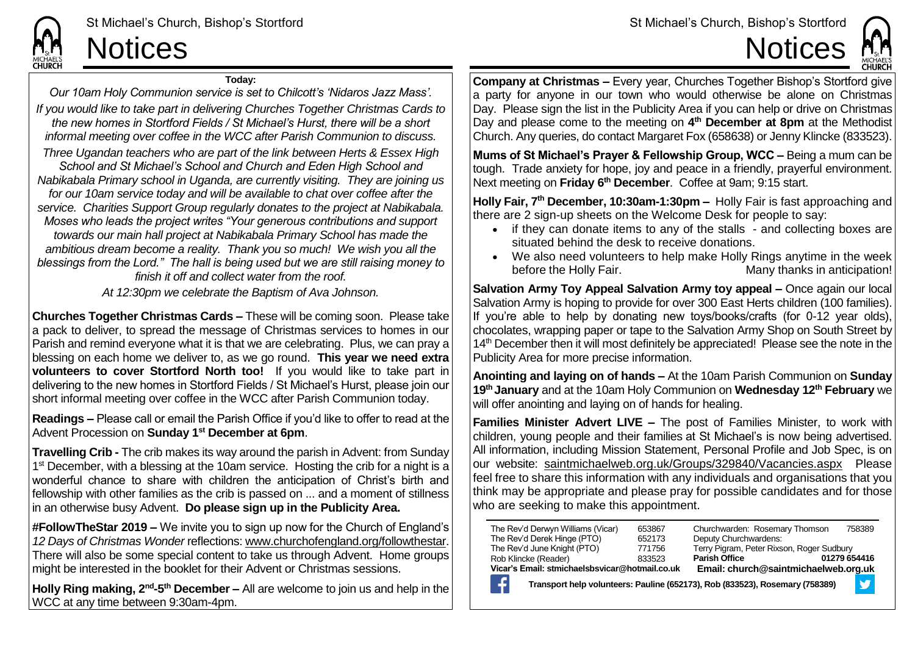# Notices

**Today:**

*Our 10am Holy Communion service is set to Chilcott's 'Nidaros Jazz Mass'.*

*If you would like to take part in delivering Churches Together Christmas Cards to the new homes in Stortford Fields / St Michael's Hurst, there will be a short informal meeting over coffee in the WCC after Parish Communion to discuss.*

*Three Ugandan teachers who are part of the link between Herts & Essex High School and St Michael's School and Church and Eden High School and Nabikabala Primary school in Uganda, are currently visiting. They are joining us for our 10am service today and will be available to chat over coffee after the service. Charities Support Group regularly donates to the project at Nabikabala. Moses who leads the project writes "Your generous contributions and support towards our main hall project at Nabikabala Primary School has made the ambitious dream become a reality. Thank you so much! We wish you all the blessings from the Lord." The hall is being used but we are still raising money to finish it off and collect water from the roof.*

*At 12:30pm we celebrate the Baptism of Ava Johnson.*

**Churches Together Christmas Cards –** These will be coming soon. Please take a pack to deliver, to spread the message of Christmas services to homes in our Parish and remind everyone what it is that we are celebrating. Plus, we can pray a blessing on each home we deliver to, as we go round. **This year we need extra volunteers to cover Stortford North too!** If you would like to take part in delivering to the new homes in Stortford Fields / St Michael's Hurst, please join our short informal meeting over coffee in the WCC after Parish Communion today.

**Readings –** Please call or email the Parish Office if you'd like to offer to read at the Advent Procession on **Sunday 1st December at 6pm**.

**Travelling Crib -** The crib makes its way around the parish in Advent: from Sunday 1st December, with a blessing at the 10am service. Hosting the crib for a night is a wonderful chance to share with children the anticipation of Christ's birth and fellowship with other families as the crib is passed on ... and a moment of stillness in an otherwise busy Advent. **Do please sign up in the Publicity Area.**

**#FollowTheStar 2019 –** We invite you to sign up now for the Church of England's *12 Days of Christmas Wonder* reflections: www.churchofengland.org/followthestar. There will also be some special content to take us through Advent. Home groups might be interested in the booklet for their Advent or Christmas sessions.

**Holly Ring making, 2nd-5th December –** All are welcome to join us and help in the WCC at any time between 9:30am-4pm.

**Company at Christmas –** Every year, Churches Together Bishop's Stortford give a party for anyone in our town who would otherwise be alone on Christmas Day. Please sign the list in the Publicity Area if you can help or drive on Christmas Day and please come to the meeting on **4th December at 8pm** at the Methodist Church. Any queries, do contact Margaret Fox (658638) or Jenny Klincke (833523).

**Mums of St Michael's Prayer & Fellowship Group, WCC –** Being a mum can be tough. Trade anxiety for hope, joy and peace in a friendly, prayerful environment. Next meeting on **Friday 6th December**. Coffee at 9am; 9:15 start.

**Holly Fair, 7th December, 10:30am-1:30pm –** Holly Fair is fast approaching and there are 2 sign-up sheets on the Welcome Desk for people to say:

- if they can donate items to any of the stalls - and collecting boxes are situated behind the desk to receive donations.
- We also need volunteers to help make Holly Rings anytime in the week before the Holly Fair. Many thanks in anticipation!

**Salvation Army Toy Appeal Salvation Army toy appeal –** Once again our local Salvation Army is hoping to provide for over 300 East Herts children (100 families). If you're able to help by donating new toys/books/crafts (for 0-12 year olds), chocolates, wrapping paper or tape to the Salvation Army Shop on South Street by 14th December then it will most definitely be appreciated! Please see the note in the Publicity Area for more precise information.

**Anointing and laying on of hands –** At the 10am Parish Communion on **Sunday 19th January** and at the 10am Holy Communion on **Wednesday 12th February** we will offer anointing and laying on of hands for healing.

**Families Minister Advert LIVE –** The post of Families Minister, to work with children, young people and their families at St Michael's is now being advertised. All information, including Mission Statement, Personal Profile and Job Spec, is on our website: saintmichaelweb.org.uk/Groups/329840/Vacancies.aspx Please feel free to share this information with any individuals and organisations that you think may be appropriate and please pray for possible candidates and for those who are seeking to make this appointment.

| | | | |
|---|---|---|---|
| The Rev'd Derwyn Williams (Vicar) | 653867 | Churchwarden: Rosemary Thomson | 758389 |
| The Rev'd Derek Hinge (PTO) | 652173 | Deputy Churchwardens: | |
| The Rev'd June Knight (PTO) | 771756 | Terry Pigram, Peter Rixson, Roger Sudbury | |
| Rob Klincke (Reader) | 833523 | **Parish Office** | **01279 654416** |
| **Vicar's Email: stmichaelsbsvicar@hotmail.co.uk** | | **Email: church@saintmichaelweb.org.uk** | |

**Transport help volunteers: Pauline (652173), Rob (833523), Rosemary (758389)**